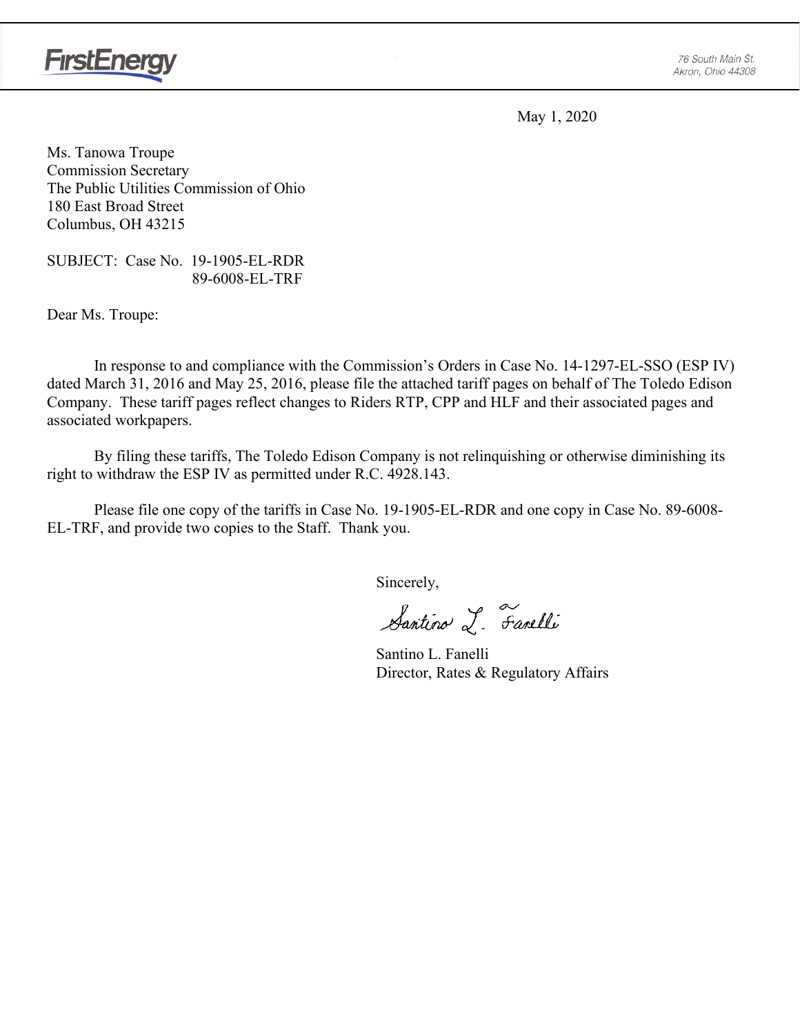FirstEnergy

76 South Main St.
Akron, Ohio 44308

May 1, 2020

Ms. Tanowa Troupe
Commission Secretary
The Public Utilities Commission of Ohio
180 East Broad Street
Columbus, OH 43215

SUBJECT: Case No. 19-1905-EL-RDR
89-6008-EL-TRF

Dear Ms. Troupe:

In response to and compliance with the Commission's Orders in Case No. 14-1297-EL-SSO (ESP IV) dated March 31, 2016 and May 25, 2016, please file the attached tariff pages on behalf of The Toledo Edison Company. These tariff pages reflect changes to Riders RTP, CPP and HLF and their associated pages and associated workpapers.

By filing these tariffs, The Toledo Edison Company is not relinquishing or otherwise diminishing its right to withdraw the ESP IV as permitted under R.C. 4928.143.

Please file one copy of the tariffs in Case No. 19-1905-EL-RDR and one copy in Case No. 89-6008-EL-TRF, and provide two copies to the Staff. Thank you.

Sincerely,

Santino L. Fanelli

Santino L. Fanelli
Director, Rates & Regulatory Affairs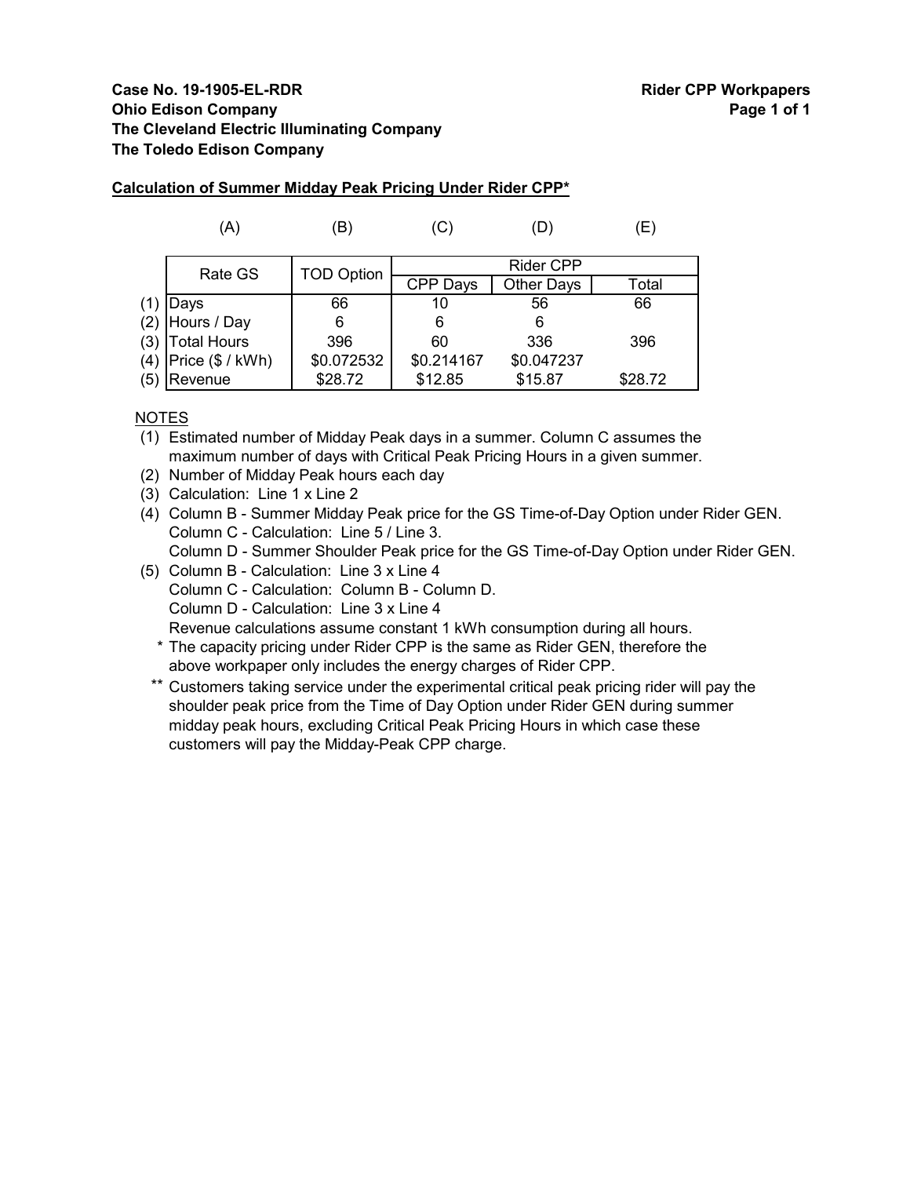**Case No. 19-1905-EL-RDR**
**Ohio Edison Company**
**The Cleveland Electric Illuminating Company**
**The Toledo Edison Company**

**Rider CPP Workpapers**

**Calculation of Summer Midday Peak Pricing Under Rider CPP***

| | (A) | (B) | (C) | (D) | (E) |
|---|---|---|---|---|---|
| | Rate GS | TOD Option | Rider CPP | | |
| | | | CPP Days | Other Days | Total |
| (1) | Days | 66 | 10 | 56 | 66 |
| (2) | Hours / Day | 6 | 6 | 6 | |
| (3) | Total Hours | 396 | 60 | 336 | 396 |
| (4) | Price ($ / kWh) | $0.072532 | $0.214167 | $0.047237 | |
| (5) | Revenue | $28.72 | $12.85 | $15.87 | $28.72 |

NOTES

(1) Estimated number of Midday Peak days in a summer. Column C assumes the maximum number of days with Critical Peak Pricing Hours in a given summer.

(2) Number of Midday Peak hours each day

(3) Calculation: Line 1 x Line 2

(4) Column B - Summer Midday Peak price for the GS Time-of-Day Option under Rider GEN.
Column C - Calculation: Line 5 / Line 3.
Column D - Summer Shoulder Peak price for the GS Time-of-Day Option under Rider GEN.

(5) Column B - Calculation: Line 3 x Line 4
Column C - Calculation: Column B - Column D.
Column D - Calculation: Line 3 x Line 4
Revenue calculations assume constant 1 kWh consumption during all hours.

\* The capacity pricing under Rider CPP is the same as Rider GEN, therefore the above workpaper only includes the energy charges of Rider CPP.

\*\* Customers taking service under the experimental critical peak pricing rider will pay the shoulder peak price from the Time of Day Option under Rider GEN during summer midday peak hours, excluding Critical Peak Pricing Hours in which case these customers will pay the Midday-Peak CPP charge.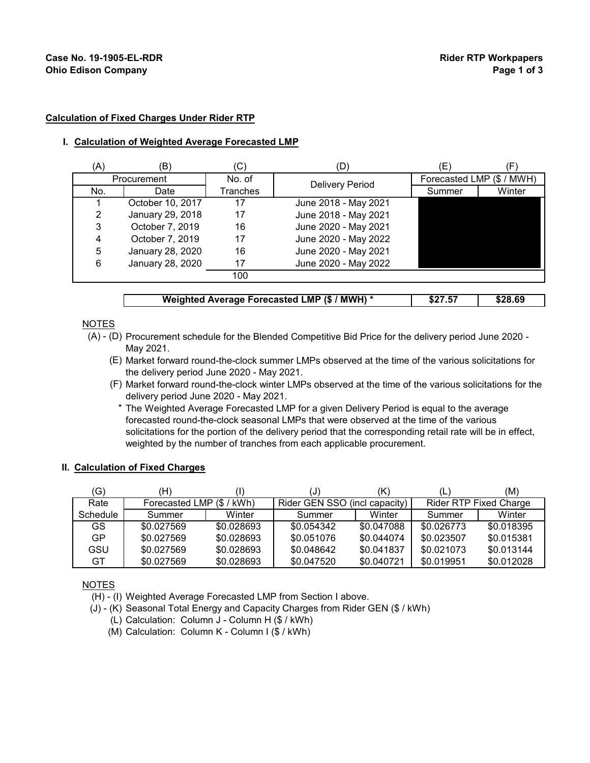**Case No. 19-1905-EL-RDR**
**Ohio Edison Company**

**Rider RTP Workpapers**

## Calculation of Fixed Charges Under Rider RTP

### I. Calculation of Weighted Average Forecasted LMP

| (A) | (B) | (C) | (D) | (E) | (F) |
|---|---|---|---|---|---|
| Procurement | | No. of | Delivery Period | Forecasted LMP ($ / MWH) | |
| No. | Date | Tranches | | Summer | Winter |
| 1 | October 10, 2017 | 17 | June 2018 - May 2021 | | |
| 2 | January 29, 2018 | 17 | June 2018 - May 2021 | | |
| 3 | October 7, 2019 | 16 | June 2020 - May 2021 | | |
| 4 | October 7, 2019 | 17 | June 2020 - May 2022 | | |
| 5 | January 28, 2020 | 16 | June 2020 - May 2021 | | |
| 6 | January 28, 2020 | 17 | June 2020 - May 2022 | | |
| | | 100 | | | |
| | | | **Weighted Average Forecasted LMP ($ / MWH) *** | **$27.57** | **$28.69** |

NOTES

(A) - (D) Procurement schedule for the Blended Competitive Bid Price for the delivery period June 2020 - May 2021.

(E) Market forward round-the-clock summer LMPs observed at the time of the various solicitations for the delivery period June 2020 - May 2021.

(F) Market forward round-the-clock winter LMPs observed at the time of the various solicitations for the delivery period June 2020 - May 2021.

\* The Weighted Average Forecasted LMP for a given Delivery Period is equal to the average forecasted round-the-clock seasonal LMPs that were observed at the time of the various solicitations for the portion of the delivery period that the corresponding retail rate will be in effect, weighted by the number of tranches from each applicable procurement.

### II. Calculation of Fixed Charges

| (G) | (H) | (I) | (J) | (K) | (L) | (M) |
|---|---|---|---|---|---|---|
| Rate | Forecasted LMP ($ / kWh) | | Rider GEN SSO (incl capacity) | | Rider RTP Fixed Charge | |
| Schedule | Summer | Winter | Summer | Winter | Summer | Winter |
| GS | $0.027569 | $0.028693 | $0.054342 | $0.047088 | $0.026773 | $0.018395 |
| GP | $0.027569 | $0.028693 | $0.051076 | $0.044074 | $0.023507 | $0.015381 |
| GSU | $0.027569 | $0.028693 | $0.048642 | $0.041837 | $0.021073 | $0.013144 |
| GT | $0.027569 | $0.028693 | $0.047520 | $0.040721 | $0.019951 | $0.012028 |

NOTES

(H) - (I) Weighted Average Forecasted LMP from Section I above.

(J) - (K) Seasonal Total Energy and Capacity Charges from Rider GEN ($ / kWh)

(L) Calculation: Column J - Column H ($ / kWh)

(M) Calculation: Column K - Column I ($ / kWh)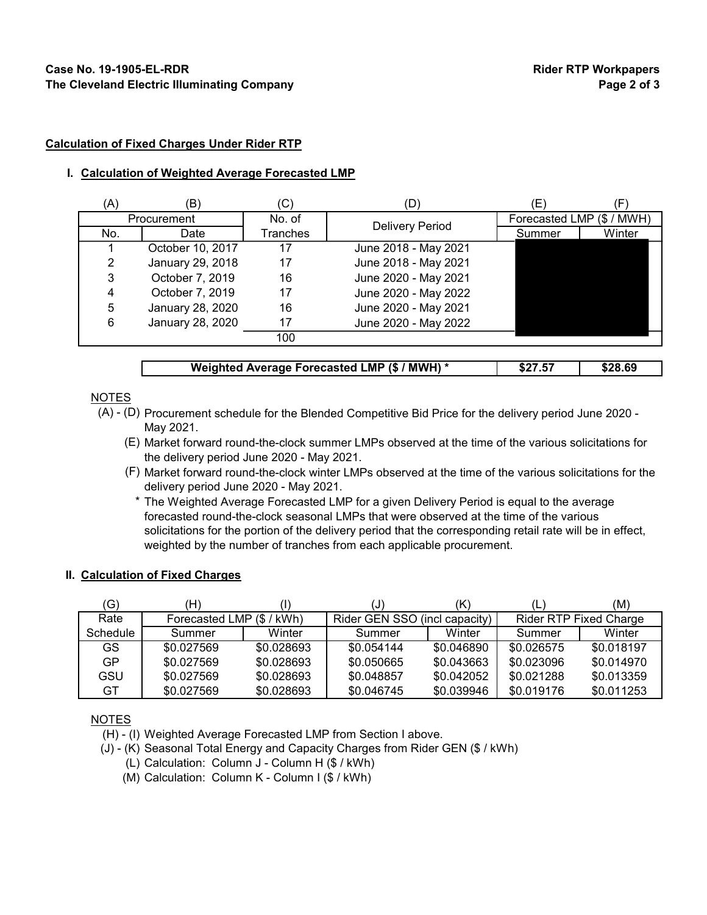**Case No. 19-1905-EL-RDR**
**The Cleveland Electric Illuminating Company**

**Rider RTP Workpapers**

**Calculation of Fixed Charges Under Rider RTP**

### I. Calculation of Weighted Average Forecasted LMP

| (A) | (B) | (C) | (D) | (E) | (F) |
|---|---|---|---|---|---|
| Procurement | | No. of | Delivery Period | Forecasted LMP ($ / MWH) | |
| No. | Date | Tranches | | Summer | Winter |
| 1 | October 10, 2017 | 17 | June 2018 - May 2021 | | |
| 2 | January 29, 2018 | 17 | June 2018 - May 2021 | | |
| 3 | October 7, 2019 | 16 | June 2020 - May 2021 | | |
| 4 | October 7, 2019 | 17 | June 2020 - May 2022 | | |
| 5 | January 28, 2020 | 16 | June 2020 - May 2021 | | |
| 6 | January 28, 2020 | 17 | June 2020 - May 2022 | | |
| | | 100 | | | |
| | | | **Weighted Average Forecasted LMP ($ / MWH) *** | **$27.57** | **$28.69** |

NOTES

(A) - (D) Procurement schedule for the Blended Competitive Bid Price for the delivery period June 2020 - May 2021.

(E) Market forward round-the-clock summer LMPs observed at the time of the various solicitations for the delivery period June 2020 - May 2021.

(F) Market forward round-the-clock winter LMPs observed at the time of the various solicitations for the delivery period June 2020 - May 2021.

\* The Weighted Average Forecasted LMP for a given Delivery Period is equal to the average forecasted round-the-clock seasonal LMPs that were observed at the time of the various solicitations for the portion of the delivery period that the corresponding retail rate will be in effect, weighted by the number of tranches from each applicable procurement.

### II. Calculation of Fixed Charges

| (G) | (H) | (I) | (J) | (K) | (L) | (M) |
|---|---|---|---|---|---|---|
| Rate | Forecasted LMP ($ / kWh) | | Rider GEN SSO (incl capacity) | | Rider RTP Fixed Charge | |
| Schedule | Summer | Winter | Summer | Winter | Summer | Winter |
| GS | $0.027569 | $0.028693 | $0.054144 | $0.046890 | $0.026575 | $0.018197 |
| GP | $0.027569 | $0.028693 | $0.050665 | $0.043663 | $0.023096 | $0.014970 |
| GSU | $0.027569 | $0.028693 | $0.048857 | $0.042052 | $0.021288 | $0.013359 |
| GT | $0.027569 | $0.028693 | $0.046745 | $0.039946 | $0.019176 | $0.011253 |

NOTES

(H) - (I) Weighted Average Forecasted LMP from Section I above.

(J) - (K) Seasonal Total Energy and Capacity Charges from Rider GEN ($ / kWh)

(L) Calculation: Column J - Column H ($ / kWh)

(M) Calculation: Column K - Column I ($ / kWh)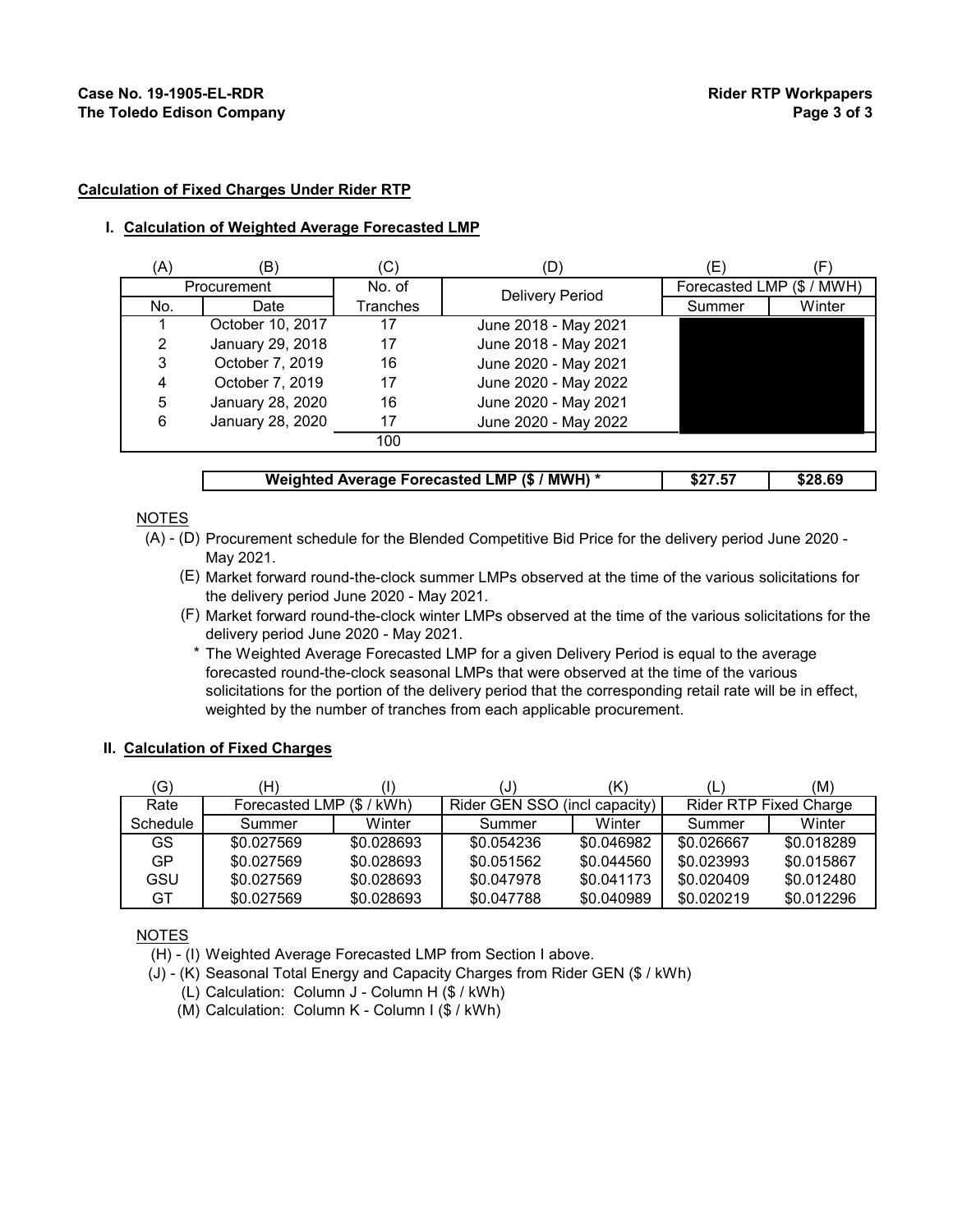**Case No. 19-1905-EL-RDR**
**The Toledo Edison Company**

**Rider RTP Workpapers**

## Calculation of Fixed Charges Under Rider RTP

### I. Calculation of Weighted Average Forecasted LMP

| (A) | (B) | (C) | (D) | (E) | (F) |
|---|---|---|---|---|---|
| Procurement | | No. of | Delivery Period | Forecasted LMP ($ / MWH) | |
| No. | Date | Tranches | | Summer | Winter |
| 1 | October 10, 2017 | 17 | June 2018 - May 2021 | | |
| 2 | January 29, 2018 | 17 | June 2018 - May 2021 | | |
| 3 | October 7, 2019 | 16 | June 2020 - May 2021 | | |
| 4 | October 7, 2019 | 17 | June 2020 - May 2022 | | |
| 5 | January 28, 2020 | 16 | June 2020 - May 2021 | | |
| 6 | January 28, 2020 | 17 | June 2020 - May 2022 | | |
| | | 100 | | | |
| | | | **Weighted Average Forecasted LMP ($ / MWH) *** | **$27.57** | **$28.69** |

NOTES

(A) - (D) Procurement schedule for the Blended Competitive Bid Price for the delivery period June 2020 - May 2021.

(E) Market forward round-the-clock summer LMPs observed at the time of the various solicitations for the delivery period June 2020 - May 2021.

(F) Market forward round-the-clock winter LMPs observed at the time of the various solicitations for the delivery period June 2020 - May 2021.

* The Weighted Average Forecasted LMP for a given Delivery Period is equal to the average forecasted round-the-clock seasonal LMPs that were observed at the time of the various solicitations for the portion of the delivery period that the corresponding retail rate will be in effect, weighted by the number of tranches from each applicable procurement.

### II. Calculation of Fixed Charges

| (G) | (H) | (I) | (J) | (K) | (L) | (M) |
|---|---|---|---|---|---|---|
| Rate | Forecasted LMP ($ / kWh) | | Rider GEN SSO (incl capacity) | | Rider RTP Fixed Charge | |
| Schedule | Summer | Winter | Summer | Winter | Summer | Winter |
| GS | $0.027569 | $0.028693 | $0.054236 | $0.046982 | $0.026667 | $0.018289 |
| GP | $0.027569 | $0.028693 | $0.051562 | $0.044560 | $0.023993 | $0.015867 |
| GSU | $0.027569 | $0.028693 | $0.047978 | $0.041173 | $0.020409 | $0.012480 |
| GT | $0.027569 | $0.028693 | $0.047788 | $0.040989 | $0.020219 | $0.012296 |

NOTES

(H) - (I) Weighted Average Forecasted LMP from Section I above.

(J) - (K) Seasonal Total Energy and Capacity Charges from Rider GEN ($ / kWh)

(L) Calculation: Column J - Column H ($ / kWh)

(M) Calculation: Column K - Column I ($ / kWh)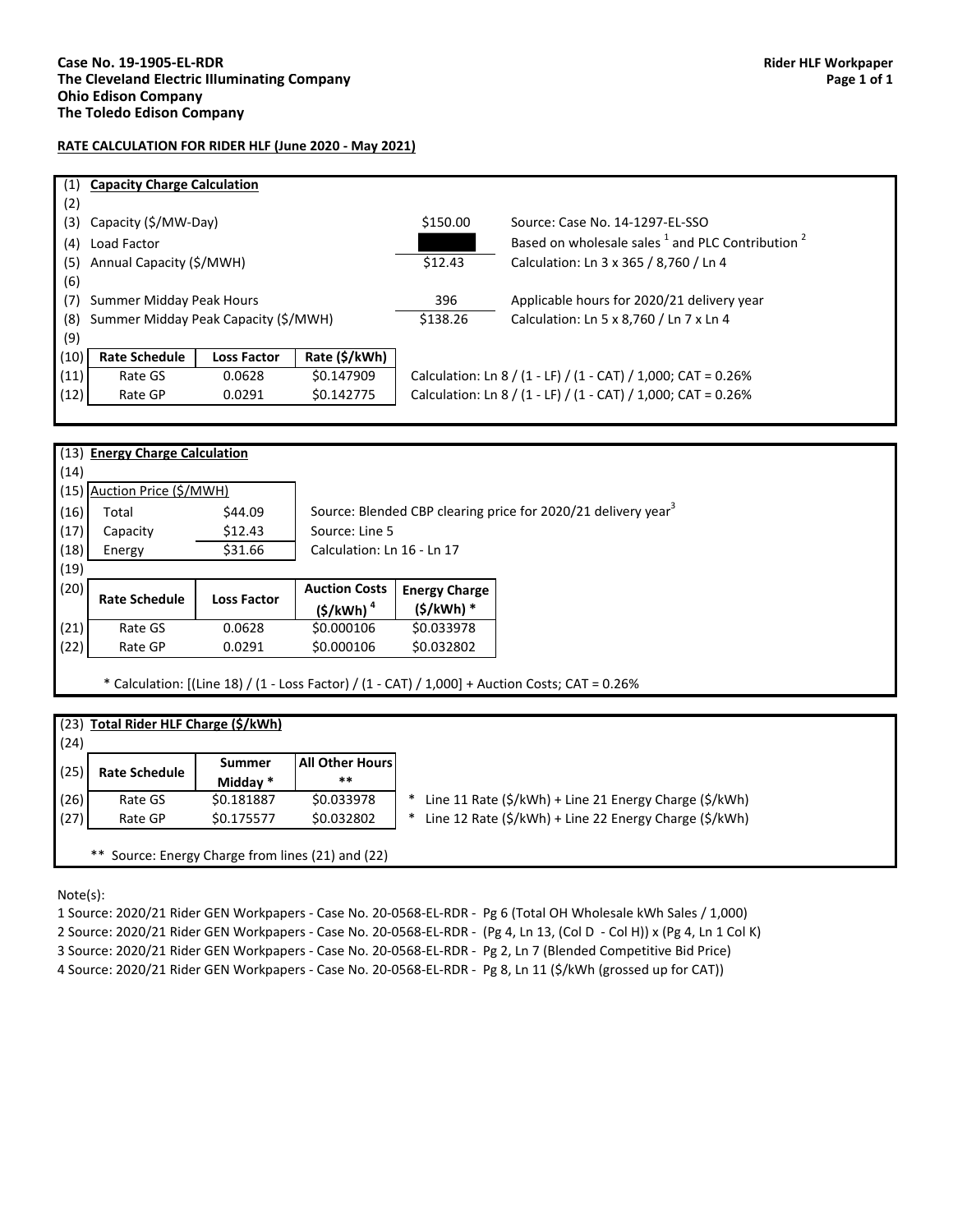**Case No. 19-1905-EL-RDR**
**The Cleveland Electric Illuminating Company**
**Ohio Edison Company**
**The Toledo Edison Company**

**Rider HLF Workpaper**
**Page 1 of 1**

**RATE CALCULATION FOR RIDER HLF (June 2020 - May 2021)**

| Line | Item | | | Value | Notes |
|---|---|---|---|---|---|
| (1) | **Capacity Charge Calculation** | | | | |
| (2) | | | | | |
| (3) | Capacity ($/MW-Day) | | | $150.00 | Source: Case No. 14-1297-EL-SSO |
| (4) | Load Factor | | | [redacted] | Based on wholesale sales [1] and PLC Contribution [2] |
| (5) | Annual Capacity ($/MWH) | | | $12.43 | Calculation: Ln 3 x 365 / 8,760 / Ln 4 |
| (6) | | | | | |
| (7) | Summer Midday Peak Hours | | | 396 | Applicable hours for 2020/21 delivery year |
| (8) | Summer Midday Peak Capacity ($/MWH) | | | $138.26 | Calculation: Ln 5 x 8,760 / Ln 7 x Ln 4 |
| (9) | | | | | |
| (10) | **Rate Schedule** | **Loss Factor** | **Rate ($/kWh)** | | |
| (11) | Rate GS | 0.0628 | $0.147909 | | Calculation: Ln 8 / (1 - LF) / (1 - CAT) / 1,000; CAT = 0.26% |
| (12) | Rate GP | 0.0291 | $0.142775 | | Calculation: Ln 8 / (1 - LF) / (1 - CAT) / 1,000; CAT = 0.26% |

| Line | Item | | | | Notes |
|---|---|---|---|---|---|
| (13) | **Energy Charge Calculation** | | | | |
| (14) | | | | | |
| (15) | Auction Price ($/MWH) | | | | |
| (16) | Total | $44.09 | | | Source: Blended CBP clearing price for 2020/21 delivery year[3] |
| (17) | Capacity | $12.43 | | | Source: Line 5 |
| (18) | Energy | $31.66 | | | Calculation: Ln 16 - Ln 17 |
| (19) | | | | | |
| (20) | **Rate Schedule** | **Loss Factor** | **Auction Costs ($/kWh)** [4] | **Energy Charge ($/kWh) *** | |
| (21) | Rate GS | 0.0628 | $0.000106 | $0.033978 | |
| (22) | Rate GP | 0.0291 | $0.000106 | $0.032802 | |

* Calculation: [(Line 18) / (1 - Loss Factor) / (1 - CAT) / 1,000] + Auction Costs; CAT = 0.26%

| Line | Rate Schedule | Summer Midday * | All Other Hours ** | Notes |
|---|---|---|---|---|
| (23) | **Total Rider HLF Charge ($/kWh)** | | | |
| (24) | | | | |
| (25) | **Rate Schedule** | **Summer Midday *** | **All Other Hours **** | |
| (26) | Rate GS | $0.181887 | $0.033978 | * Line 11 Rate ($/kWh) + Line 21 Energy Charge ($/kWh) |
| (27) | Rate GP | $0.175577 | $0.032802 | * Line 12 Rate ($/kWh) + Line 22 Energy Charge ($/kWh) |

** Source: Energy Charge from lines (21) and (22)

Note(s):

1 Source: 2020/21 Rider GEN Workpapers - Case No. 20-0568-EL-RDR - Pg 6 (Total OH Wholesale kWh Sales / 1,000)
2 Source: 2020/21 Rider GEN Workpapers - Case No. 20-0568-EL-RDR - (Pg 4, Ln 13, (Col D - Col H)) x (Pg 4, Ln 1 Col K)
3 Source: 2020/21 Rider GEN Workpapers - Case No. 20-0568-EL-RDR - Pg 2, Ln 7 (Blended Competitive Bid Price)
4 Source: 2020/21 Rider GEN Workpapers - Case No. 20-0568-EL-RDR - Pg 8, Ln 11 ($/kWh (grossed up for CAT))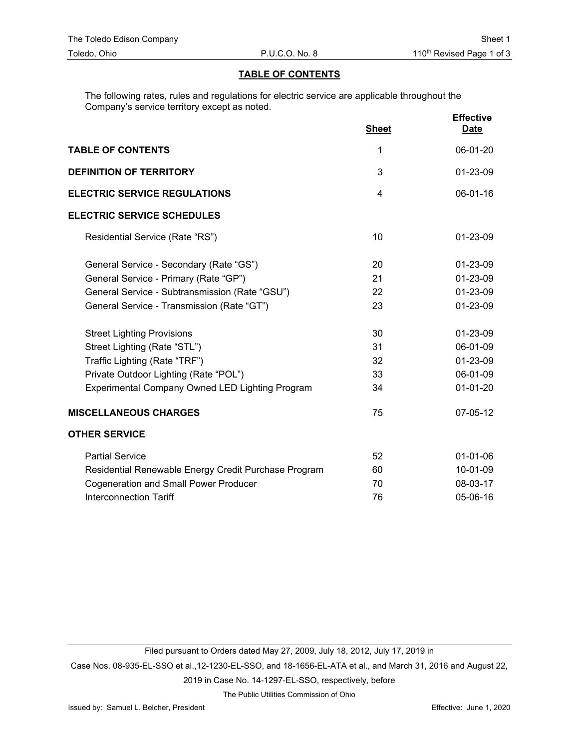The Toledo Edison Company
Toledo, Ohio — P.U.C.O. No. 8 — Sheet 1, 110th Revised Page 1 of 3

## TABLE OF CONTENTS

The following rates, rules and regulations for electric service are applicable throughout the Company's service territory except as noted.

| | Sheet | Effective Date |
|---|---|---|
| **TABLE OF CONTENTS** | 1 | 06-01-20 |
| **DEFINITION OF TERRITORY** | 3 | 01-23-09 |
| **ELECTRIC SERVICE REGULATIONS** | 4 | 06-01-16 |
| **ELECTRIC SERVICE SCHEDULES** | | |
| Residential Service (Rate "RS") | 10 | 01-23-09 |
| General Service - Secondary (Rate "GS") | 20 | 01-23-09 |
| General Service - Primary (Rate "GP") | 21 | 01-23-09 |
| General Service - Subtransmission (Rate "GSU") | 22 | 01-23-09 |
| General Service - Transmission (Rate "GT") | 23 | 01-23-09 |
| Street Lighting Provisions | 30 | 01-23-09 |
| Street Lighting (Rate "STL") | 31 | 06-01-09 |
| Traffic Lighting (Rate "TRF") | 32 | 01-23-09 |
| Private Outdoor Lighting (Rate "POL") | 33 | 06-01-09 |
| Experimental Company Owned LED Lighting Program | 34 | 01-01-20 |
| **MISCELLANEOUS CHARGES** | 75 | 07-05-12 |
| **OTHER SERVICE** | | |
| Partial Service | 52 | 01-01-06 |
| Residential Renewable Energy Credit Purchase Program | 60 | 10-01-09 |
| Cogeneration and Small Power Producer | 70 | 08-03-17 |
| Interconnection Tariff | 76 | 05-06-16 |

Filed pursuant to Orders dated May 27, 2009, July 18, 2012, July 17, 2019 in Case Nos. 08-935-EL-SSO et al.,12-1230-EL-SSO, and 18-1656-EL-ATA et al., and March 31, 2016 and August 22, 2019 in Case No. 14-1297-EL-SSO, respectively, before The Public Utilities Commission of Ohio

Issued by: Samuel L. Belcher, President

Effective: June 1, 2020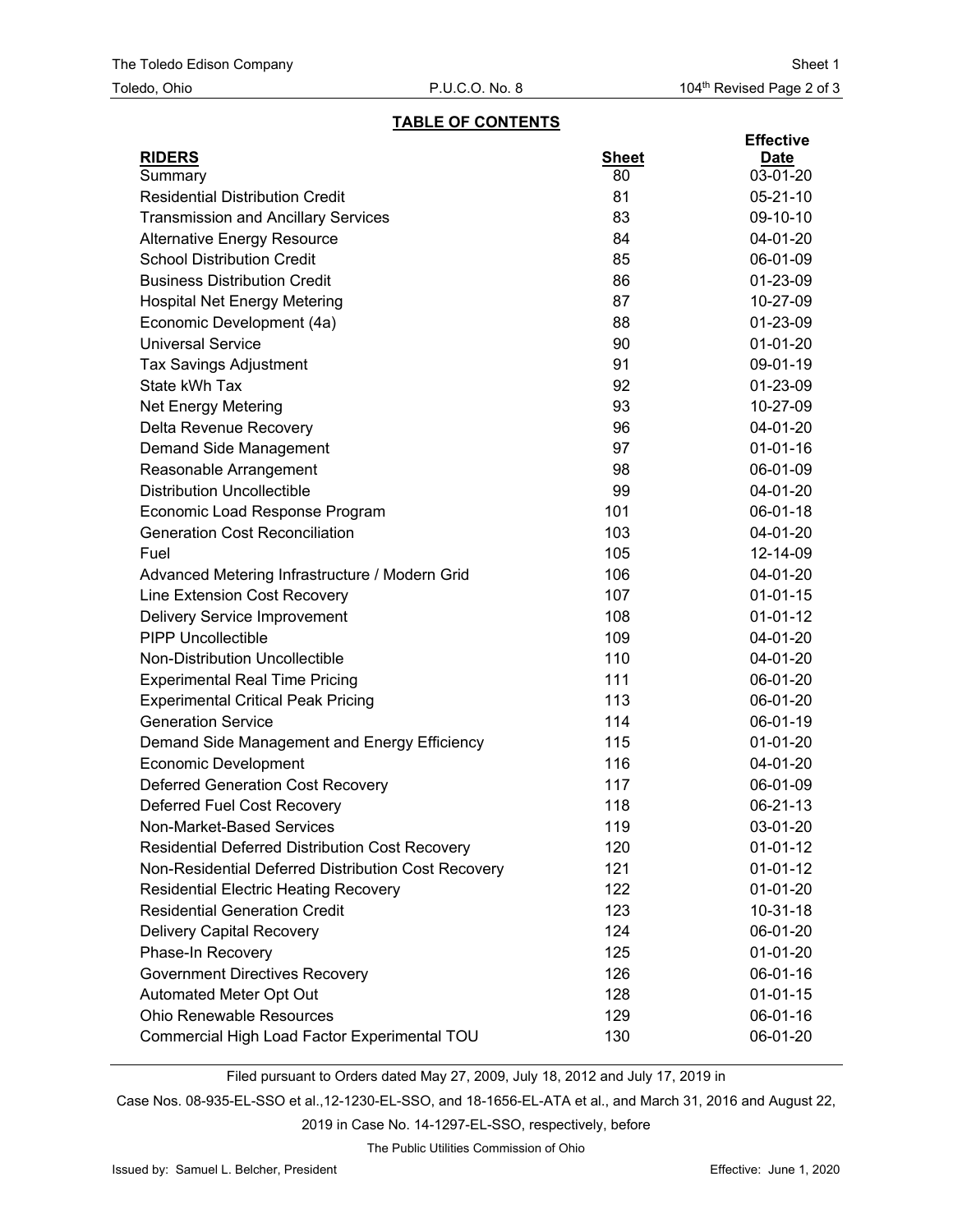## TABLE OF CONTENTS

| RIDERS | Sheet | Effective Date |
|---|---|---|
| Summary | 80 | 03-01-20 |
| Residential Distribution Credit | 81 | 05-21-10 |
| Transmission and Ancillary Services | 83 | 09-10-10 |
| Alternative Energy Resource | 84 | 04-01-20 |
| School Distribution Credit | 85 | 06-01-09 |
| Business Distribution Credit | 86 | 01-23-09 |
| Hospital Net Energy Metering | 87 | 10-27-09 |
| Economic Development (4a) | 88 | 01-23-09 |
| Universal Service | 90 | 01-01-20 |
| Tax Savings Adjustment | 91 | 09-01-19 |
| State kWh Tax | 92 | 01-23-09 |
| Net Energy Metering | 93 | 10-27-09 |
| Delta Revenue Recovery | 96 | 04-01-20 |
| Demand Side Management | 97 | 01-01-16 |
| Reasonable Arrangement | 98 | 06-01-09 |
| Distribution Uncollectible | 99 | 04-01-20 |
| Economic Load Response Program | 101 | 06-01-18 |
| Generation Cost Reconciliation | 103 | 04-01-20 |
| Fuel | 105 | 12-14-09 |
| Advanced Metering Infrastructure / Modern Grid | 106 | 04-01-20 |
| Line Extension Cost Recovery | 107 | 01-01-15 |
| Delivery Service Improvement | 108 | 01-01-12 |
| PIPP Uncollectible | 109 | 04-01-20 |
| Non-Distribution Uncollectible | 110 | 04-01-20 |
| Experimental Real Time Pricing | 111 | 06-01-20 |
| Experimental Critical Peak Pricing | 113 | 06-01-20 |
| Generation Service | 114 | 06-01-19 |
| Demand Side Management and Energy Efficiency | 115 | 01-01-20 |
| Economic Development | 116 | 04-01-20 |
| Deferred Generation Cost Recovery | 117 | 06-01-09 |
| Deferred Fuel Cost Recovery | 118 | 06-21-13 |
| Non-Market-Based Services | 119 | 03-01-20 |
| Residential Deferred Distribution Cost Recovery | 120 | 01-01-12 |
| Non-Residential Deferred Distribution Cost Recovery | 121 | 01-01-12 |
| Residential Electric Heating Recovery | 122 | 01-01-20 |
| Residential Generation Credit | 123 | 10-31-18 |
| Delivery Capital Recovery | 124 | 06-01-20 |
| Phase-In Recovery | 125 | 01-01-20 |
| Government Directives Recovery | 126 | 06-01-16 |
| Automated Meter Opt Out | 128 | 01-01-15 |
| Ohio Renewable Resources | 129 | 06-01-16 |
| Commercial High Load Factor Experimental TOU | 130 | 06-01-20 |

Filed pursuant to Orders dated May 27, 2009, July 18, 2012 and July 17, 2019 in Case Nos. 08-935-EL-SSO et al.,12-1230-EL-SSO, and 18-1656-EL-ATA et al., and March 31, 2016 and August 22, 2019 in Case No. 14-1297-EL-SSO, respectively, before The Public Utilities Commission of Ohio

Issued by: Samuel L. Belcher, President　　　　Effective: June 1, 2020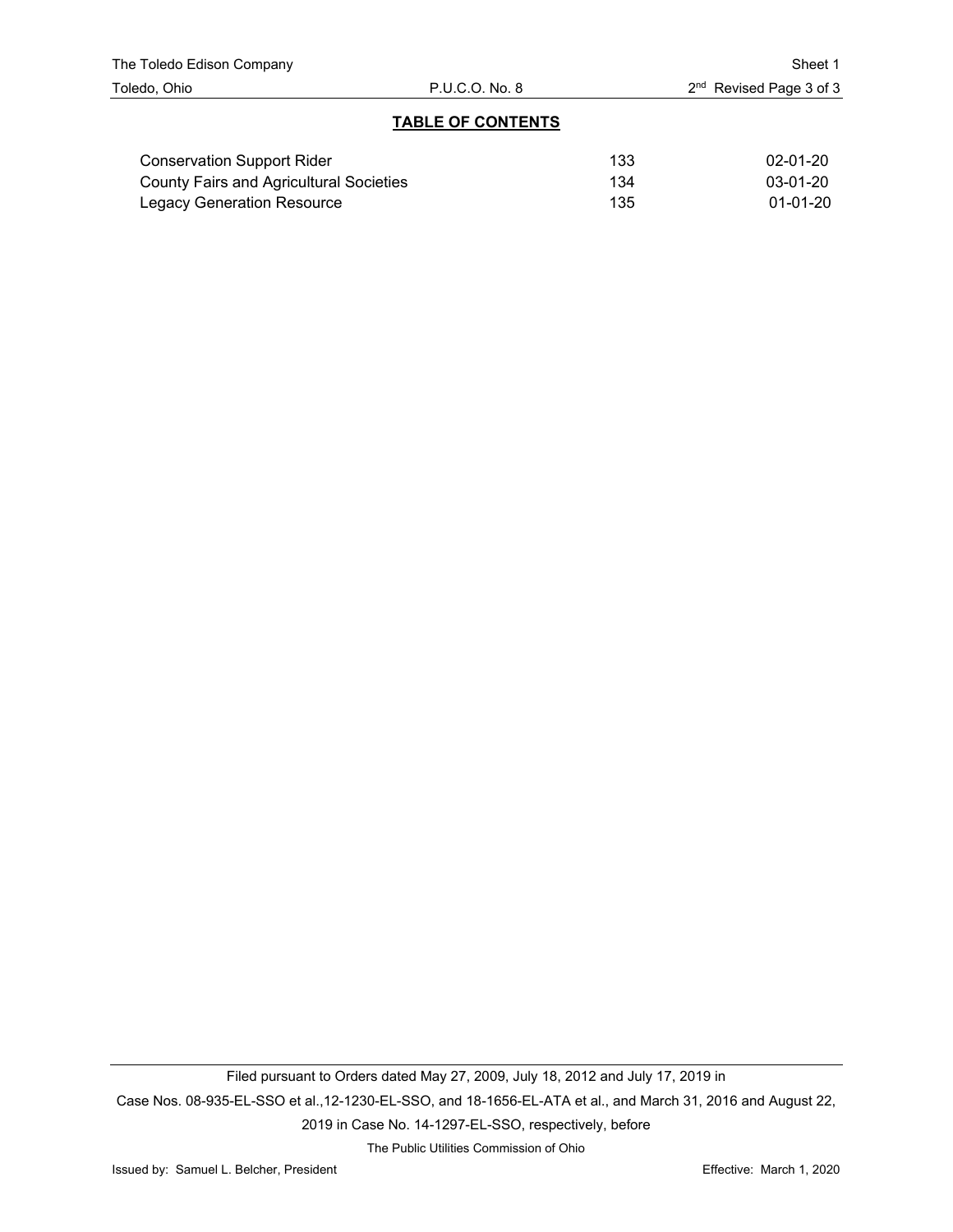## TABLE OF CONTENTS

| | | |
|---|---|---|
| Conservation Support Rider | 133 | 02-01-20 |
| County Fairs and Agricultural Societies | 134 | 03-01-20 |
| Legacy Generation Resource | 135 | 01-01-20 |

Filed pursuant to Orders dated May 27, 2009, July 18, 2012 and July 17, 2019 in Case Nos. 08-935-EL-SSO et al.,12-1230-EL-SSO, and 18-1656-EL-ATA et al., and March 31, 2016 and August 22, 2019 in Case No. 14-1297-EL-SSO, respectively, before

The Public Utilities Commission of Ohio

Issued by: Samuel L. Belcher, President

Effective: March 1, 2020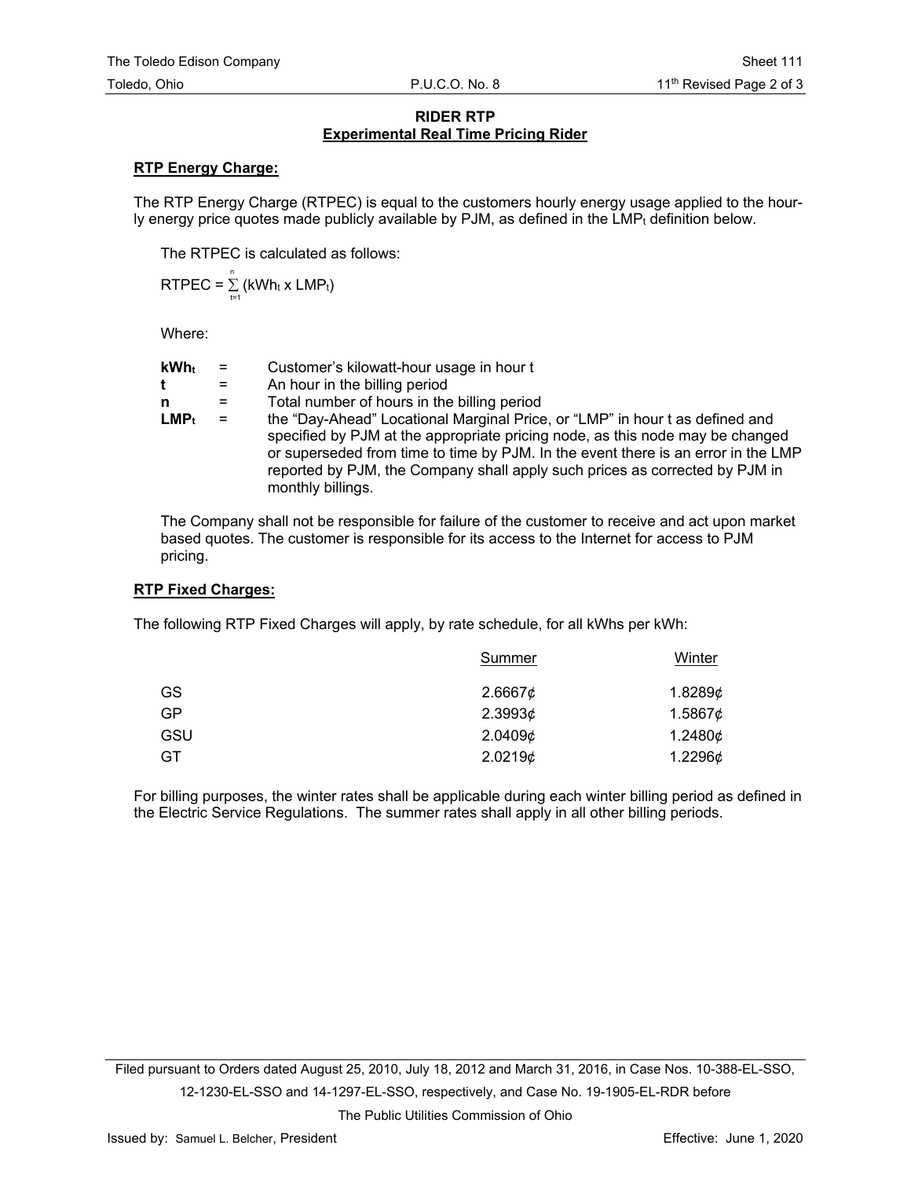## RIDER RTP
## Experimental Real Time Pricing Rider

### RTP Energy Charge:

The RTP Energy Charge (RTPEC) is equal to the customers hourly energy usage applied to the hourly energy price quotes made publicly available by PJM, as defined in the $LMP_t$ definition below.

The RTPEC is calculated as follows:

$$RTPEC = \sum_{t=1}^{n} (kWh_t \times LMP_t)$$

Where:

| | | |
|---|---|---|
| **$kWh_t$** | = | Customer's kilowatt-hour usage in hour t |
| **t** | = | An hour in the billing period |
| **n** | = | Total number of hours in the billing period |
| **$LMP_t$** | = | the "Day-Ahead" Locational Marginal Price, or "LMP" in hour t as defined and specified by PJM at the appropriate pricing node, as this node may be changed or superseded from time to time by PJM. In the event there is an error in the LMP reported by PJM, the Company shall apply such prices as corrected by PJM in monthly billings. |

The Company shall not be responsible for failure of the customer to receive and act upon market based quotes. The customer is responsible for its access to the Internet for access to PJM pricing.

### RTP Fixed Charges:

The following RTP Fixed Charges will apply, by rate schedule, for all kWhs per kWh:

| | Summer | Winter |
|---|---|---|
| GS | 2.6667¢ | 1.8289¢ |
| GP | 2.3993¢ | 1.5867¢ |
| GSU | 2.0409¢ | 1.2480¢ |
| GT | 2.0219¢ | 1.2296¢ |

For billing purposes, the winter rates shall be applicable during each winter billing period as defined in the Electric Service Regulations. The summer rates shall apply in all other billing periods.

Filed pursuant to Orders dated August 25, 2010, July 18, 2012 and March 31, 2016, in Case Nos. 10-388-EL-SSO, 12-1230-EL-SSO and 14-1297-EL-SSO, respectively, and Case No. 19-1905-EL-RDR before The Public Utilities Commission of Ohio

Issued by: Samuel L. Belcher, President

Effective: June 1, 2020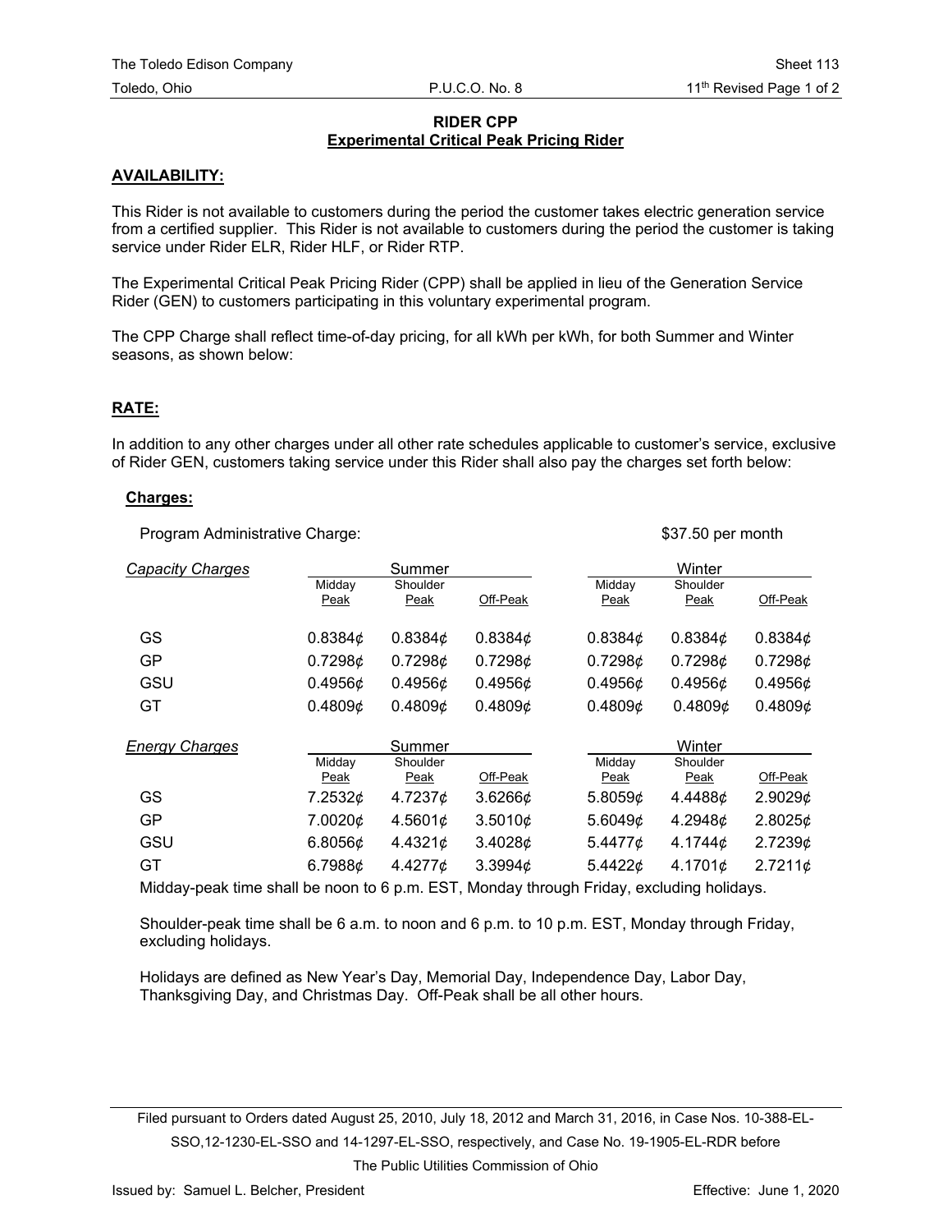## RIDER CPP
## Experimental Critical Peak Pricing Rider

### AVAILABILITY:

This Rider is not available to customers during the period the customer takes electric generation service from a certified supplier. This Rider is not available to customers during the period the customer is taking service under Rider ELR, Rider HLF, or Rider RTP.

The Experimental Critical Peak Pricing Rider (CPP) shall be applied in lieu of the Generation Service Rider (GEN) to customers participating in this voluntary experimental program.

The CPP Charge shall reflect time-of-day pricing, for all kWh per kWh, for both Summer and Winter seasons, as shown below:

### RATE:

In addition to any other charges under all other rate schedules applicable to customer's service, exclusive of Rider GEN, customers taking service under this Rider shall also pay the charges set forth below:

**Charges:**

Program Administrative Charge: $37.50 per month

| *Capacity Charges* | Summer | | | Winter | | |
|---|---|---|---|---|---|---|
| | Midday Peak | Shoulder Peak | Off-Peak | Midday Peak | Shoulder Peak | Off-Peak |
| GS | 0.8384¢ | 0.8384¢ | 0.8384¢ | 0.8384¢ | 0.8384¢ | 0.8384¢ |
| GP | 0.7298¢ | 0.7298¢ | 0.7298¢ | 0.7298¢ | 0.7298¢ | 0.7298¢ |
| GSU | 0.4956¢ | 0.4956¢ | 0.4956¢ | 0.4956¢ | 0.4956¢ | 0.4956¢ |
| GT | 0.4809¢ | 0.4809¢ | 0.4809¢ | 0.4809¢ | 0.4809¢ | 0.4809¢ |

| *Energy Charges* | Summer | | | Winter | | |
|---|---|---|---|---|---|---|
| | Midday Peak | Shoulder Peak | Off-Peak | Midday Peak | Shoulder Peak | Off-Peak |
| GS | 7.2532¢ | 4.7237¢ | 3.6266¢ | 5.8059¢ | 4.4488¢ | 2.9029¢ |
| GP | 7.0020¢ | 4.5601¢ | 3.5010¢ | 5.6049¢ | 4.2948¢ | 2.8025¢ |
| GSU | 6.8056¢ | 4.4321¢ | 3.4028¢ | 5.4477¢ | 4.1744¢ | 2.7239¢ |
| GT | 6.7988¢ | 4.4277¢ | 3.3994¢ | 5.4422¢ | 4.1701¢ | 2.7211¢ |

Midday-peak time shall be noon to 6 p.m. EST, Monday through Friday, excluding holidays.

Shoulder-peak time shall be 6 a.m. to noon and 6 p.m. to 10 p.m. EST, Monday through Friday, excluding holidays.

Holidays are defined as New Year's Day, Memorial Day, Independence Day, Labor Day, Thanksgiving Day, and Christmas Day. Off-Peak shall be all other hours.

Filed pursuant to Orders dated August 25, 2010, July 18, 2012 and March 31, 2016, in Case Nos. 10-388-EL-SSO,12-1230-EL-SSO and 14-1297-EL-SSO, respectively, and Case No. 19-1905-EL-RDR before The Public Utilities Commission of Ohio

Issued by: Samuel L. Belcher, President

Effective: June 1, 2020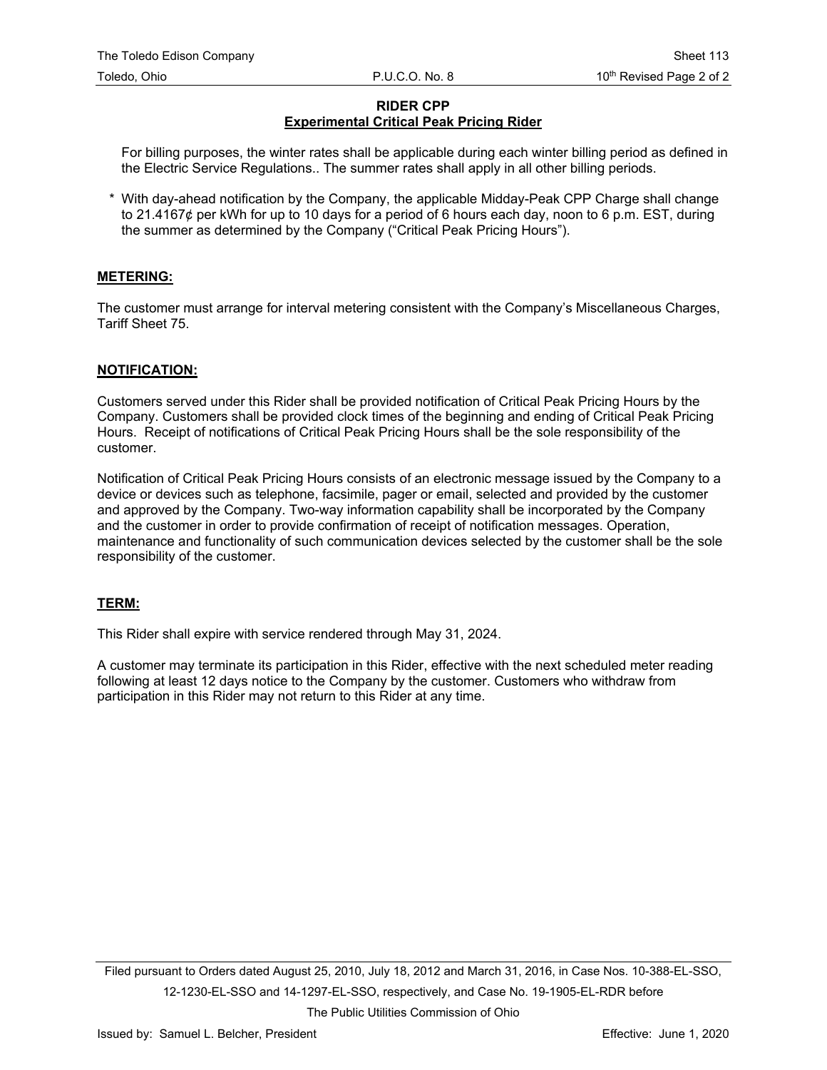**RIDER CPP**
**Experimental Critical Peak Pricing Rider**

For billing purposes, the winter rates shall be applicable during each winter billing period as defined in the Electric Service Regulations.. The summer rates shall apply in all other billing periods.

\* With day-ahead notification by the Company, the applicable Midday-Peak CPP Charge shall change to 21.4167¢ per kWh for up to 10 days for a period of 6 hours each day, noon to 6 p.m. EST, during the summer as determined by the Company ("Critical Peak Pricing Hours").

## METERING:

The customer must arrange for interval metering consistent with the Company's Miscellaneous Charges, Tariff Sheet 75.

## NOTIFICATION:

Customers served under this Rider shall be provided notification of Critical Peak Pricing Hours by the Company. Customers shall be provided clock times of the beginning and ending of Critical Peak Pricing Hours. Receipt of notifications of Critical Peak Pricing Hours shall be the sole responsibility of the customer.

Notification of Critical Peak Pricing Hours consists of an electronic message issued by the Company to a device or devices such as telephone, facsimile, pager or email, selected and provided by the customer and approved by the Company. Two-way information capability shall be incorporated by the Company and the customer in order to provide confirmation of receipt of notification messages. Operation, maintenance and functionality of such communication devices selected by the customer shall be the sole responsibility of the customer.

## TERM:

This Rider shall expire with service rendered through May 31, 2024.

A customer may terminate its participation in this Rider, effective with the next scheduled meter reading following at least 12 days notice to the Company by the customer. Customers who withdraw from participation in this Rider may not return to this Rider at any time.

Filed pursuant to Orders dated August 25, 2010, July 18, 2012 and March 31, 2016, in Case Nos. 10-388-EL-SSO, 12-1230-EL-SSO and 14-1297-EL-SSO, respectively, and Case No. 19-1905-EL-RDR before The Public Utilities Commission of Ohio

Issued by: Samuel L. Belcher, President                                        Effective: June 1, 2020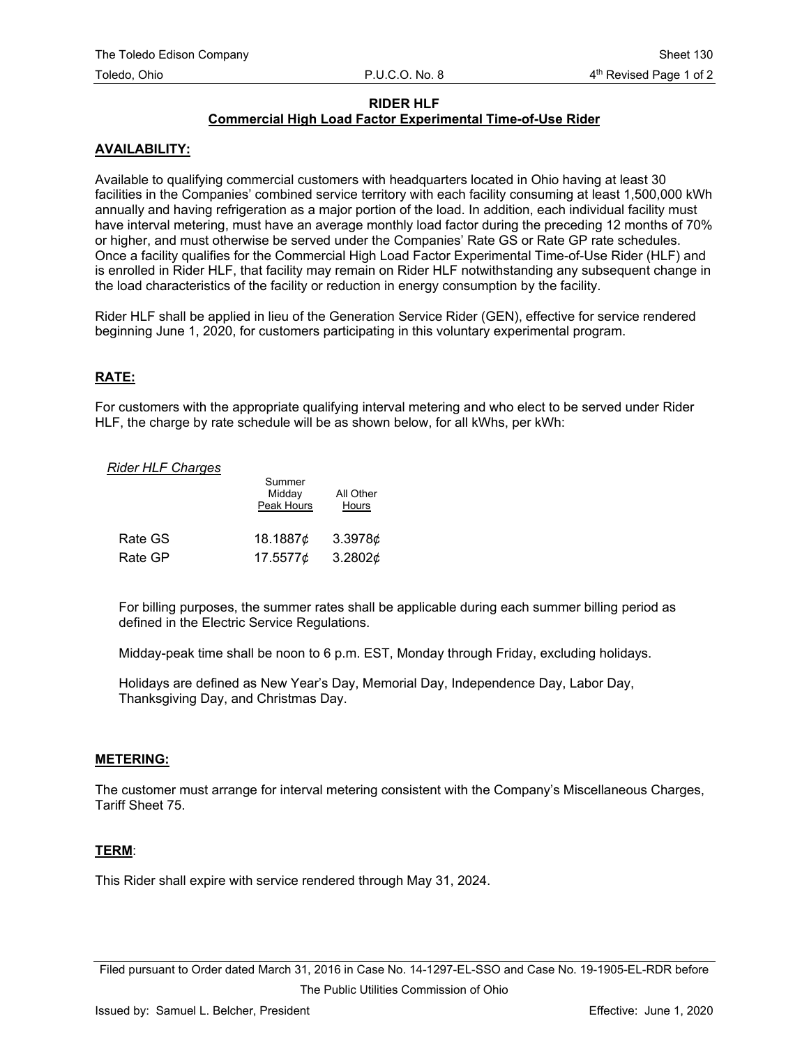# RIDER HLF

## Commercial High Load Factor Experimental Time-of-Use Rider

**AVAILABILITY:**

Available to qualifying commercial customers with headquarters located in Ohio having at least 30 facilities in the Companies' combined service territory with each facility consuming at least 1,500,000 kWh annually and having refrigeration as a major portion of the load. In addition, each individual facility must have interval metering, must have an average monthly load factor during the preceding 12 months of 70% or higher, and must otherwise be served under the Companies' Rate GS or Rate GP rate schedules. Once a facility qualifies for the Commercial High Load Factor Experimental Time-of-Use Rider (HLF) and is enrolled in Rider HLF, that facility may remain on Rider HLF notwithstanding any subsequent change in the load characteristics of the facility or reduction in energy consumption by the facility.

Rider HLF shall be applied in lieu of the Generation Service Rider (GEN), effective for service rendered beginning June 1, 2020, for customers participating in this voluntary experimental program.

**RATE:**

For customers with the appropriate qualifying interval metering and who elect to be served under Rider HLF, the charge by rate schedule will be as shown below, for all kWhs, per kWh:

*Rider HLF Charges*

| | Summer Midday Peak Hours | All Other Hours |
|---|---|---|
| Rate GS | 18.1887¢ | 3.3978¢ |
| Rate GP | 17.5577¢ | 3.2802¢ |

For billing purposes, the summer rates shall be applicable during each summer billing period as defined in the Electric Service Regulations.

Midday-peak time shall be noon to 6 p.m. EST, Monday through Friday, excluding holidays.

Holidays are defined as New Year's Day, Memorial Day, Independence Day, Labor Day, Thanksgiving Day, and Christmas Day.

**METERING:**

The customer must arrange for interval metering consistent with the Company's Miscellaneous Charges, Tariff Sheet 75.

**TERM**:

This Rider shall expire with service rendered through May 31, 2024.

Filed pursuant to Order dated March 31, 2016 in Case No. 14-1297-EL-SSO and Case No. 19-1905-EL-RDR before The Public Utilities Commission of Ohio

Issued by: Samuel L. Belcher, President

Effective: June 1, 2020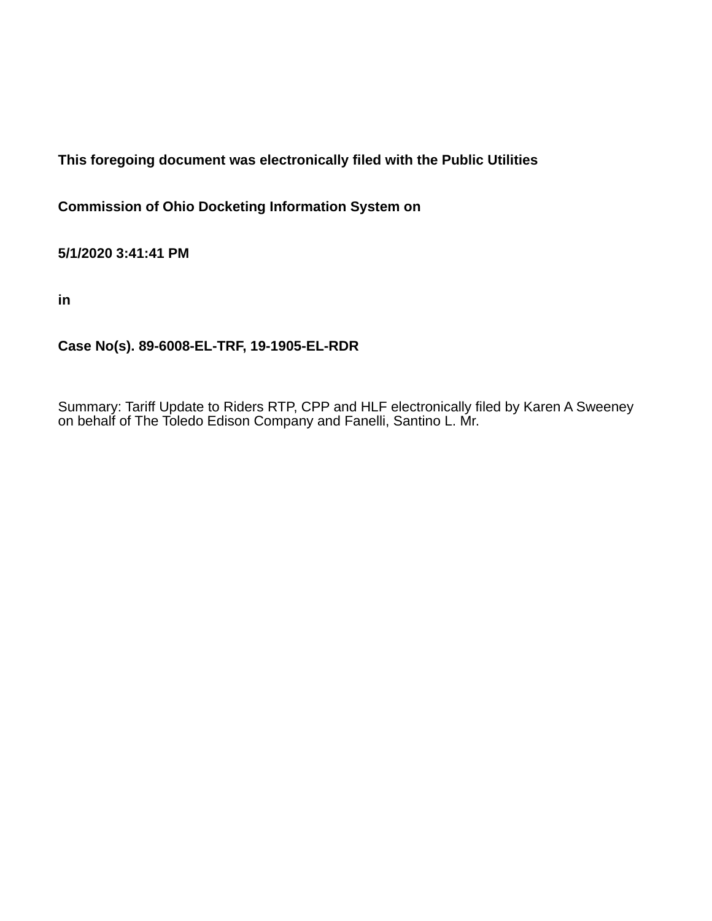**This foregoing document was electronically filed with the Public Utilities**

**Commission of Ohio Docketing Information System on**

**5/1/2020 3:41:41 PM**

**in**

**Case No(s). 89-6008-EL-TRF, 19-1905-EL-RDR**

Summary: Tariff Update to Riders RTP, CPP and HLF electronically filed by Karen A Sweeney on behalf of The Toledo Edison Company and Fanelli, Santino L. Mr.